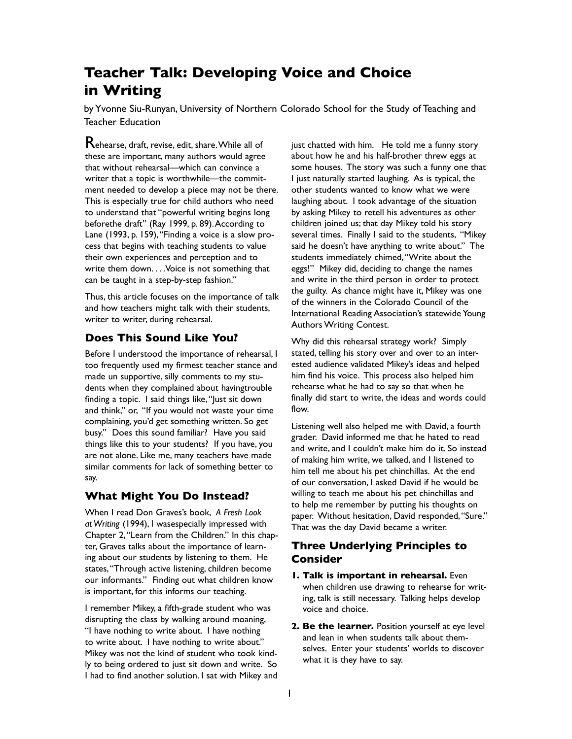# Teacher Talk: Developing Voice and Choice in Writing

by Yvonne Siu-Runyan, University of Northern Colorado School for the Study of Teaching and Teacher Education

Rehearse, draft, revise, edit, share. While all of these are important, many authors would agree that without rehearsal—which can convince a writer that a topic is worthwhile—the commitment needed to develop a piece may not be there. This is especially true for child authors who need to understand that "powerful writing begins long beforethe draft" (Ray 1999, p. 89). According to Lane (1993, p. 159), "Finding a voice is a slow process that begins with teaching students to value their own experiences and perception and to write them down. . . .Voice is not something that can be taught in a step-by-step fashion."

Thus, this article focuses on the importance of talk and how teachers might talk with their students, writer to writer, during rehearsal.

## Does This Sound Like You?

Before I understood the importance of rehearsal, I too frequently used my firmest teacher stance and made un supportive, silly comments to my students when they complained about havingtrouble finding a topic. I said things like, "Just sit down and think," or, "If you would not waste your time complaining, you'd get something written. So get busy." Does this sound familiar? Have you said things like this to your students? If you have, you are not alone. Like me, many teachers have made similar comments for lack of something better to say.

## What Might You Do Instead?

When I read Don Graves's book, *A Fresh Look at Writing* (1994), I wasespecially impressed with Chapter 2, "Learn from the Children." In this chapter, Graves talks about the importance of learning about our students by listening to them. He states, "Through active listening, children become our informants." Finding out what children know is important, for this informs our teaching.

I remember Mikey, a fifth-grade student who was disrupting the class by walking around moaning, "I have nothing to write about. I have nothing to write about. I have nothing to write about." Mikey was not the kind of student who took kindly to being ordered to just sit down and write. So I had to find another solution. I sat with Mikey and just chatted with him. He told me a funny story about how he and his half-brother threw eggs at some houses. The story was such a funny one that I just naturally started laughing. As is typical, the other students wanted to know what we were laughing about. I took advantage of the situation by asking Mikey to retell his adventures as other children joined us; that day Mikey told his story several times. Finally I said to the students, "Mikey said he doesn't have anything to write about." The students immediately chimed, "Write about the eggs!" Mikey did, deciding to change the names and write in the third person in order to protect the guilty. As chance might have it, Mikey was one of the winners in the Colorado Council of the International Reading Association's statewide Young Authors Writing Contest.

Why did this rehearsal strategy work? Simply stated, telling his story over and over to an interested audience validated Mikey's ideas and helped him find his voice. This process also helped him rehearse what he had to say so that when he finally did start to write, the ideas and words could flow.

Listening well also helped me with David, a fourth grader. David informed me that he hated to read and write, and I couldn't make him do it. So instead of making him write, we talked, and I listened to him tell me about his pet chinchillas. At the end of our conversation, I asked David if he would be willing to teach me about his pet chinchillas and to help me remember by putting his thoughts on paper. Without hesitation, David responded, "Sure." That was the day David became a writer.

## Three Underlying Principles to Consider

1. **Talk is important in rehearsal.** Even when children use drawing to rehearse for writing, talk is still necessary. Talking helps develop voice and choice.
2. **Be the learner.** Position yourself at eye level and lean in when students talk about themselves. Enter your students' worlds to discover what it is they have to say.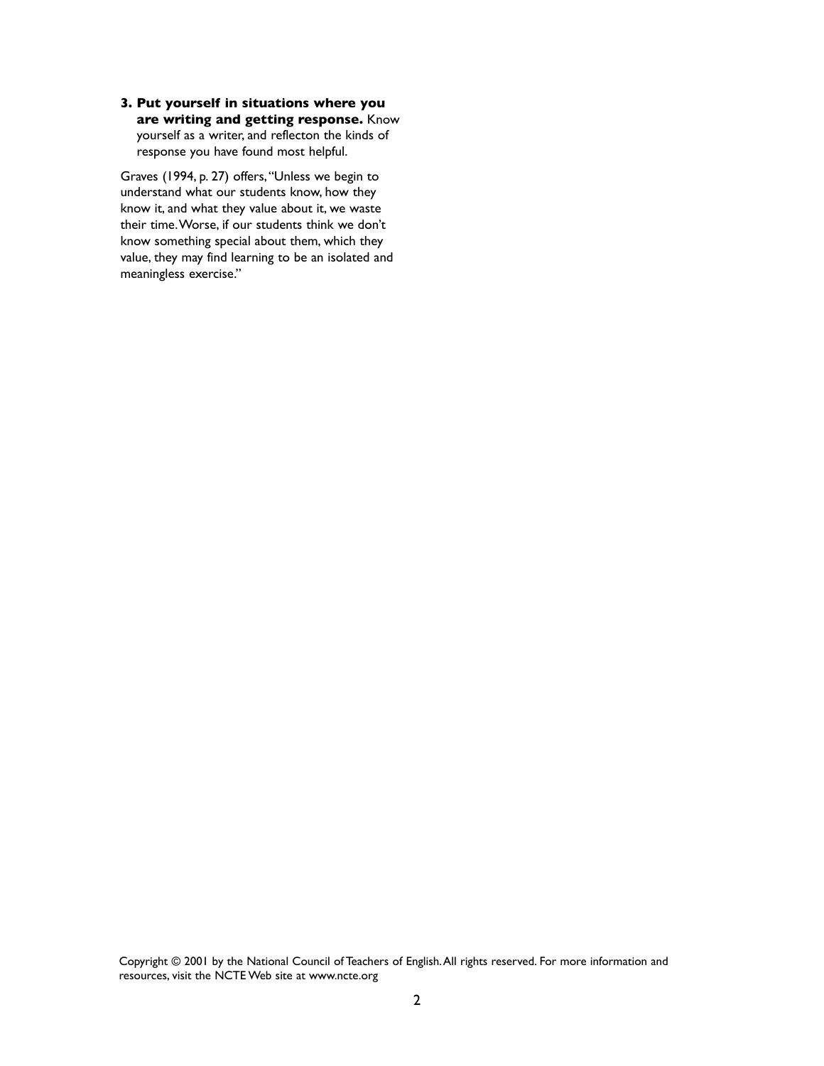3. **Put yourself in situations where you are writing and getting response.** Know yourself as a writer, and reflecton the kinds of response you have found most helpful.

Graves (1994, p. 27) offers, "Unless we begin to understand what our students know, how they know it, and what they value about it, we waste their time. Worse, if our students think we don't know something special about them, which they value, they may find learning to be an isolated and meaningless exercise."

Copyright © 2001 by the National Council of Teachers of English. All rights reserved. For more information and resources, visit the NCTE Web site at www.ncte.org